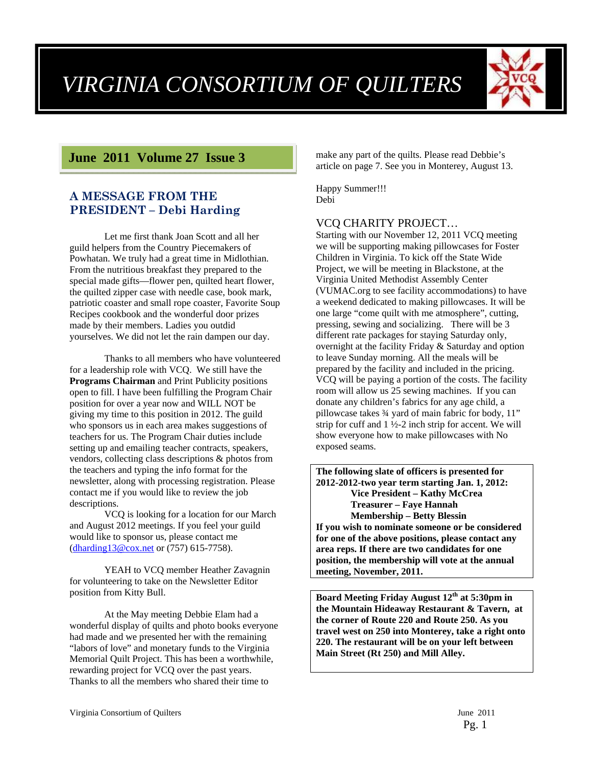# VIRGINIA CONSORTIUM OF QUILTERS

## June 2011 Volume 27 Issue 3

### A MESSAGE FROM THE PRESIDENT – Debi Harding

Let me first thank Joan Scott and all her guild helpers from the Country Piecemakers of Powhatan. We truly had a great time in Midlothian. From the nutritious breakfast they prepared to the special made gifts—flower pen, quilted heart flower, the quilted zipper case with needle case, book mark, patriotic coaster and small rope coaster, Favorite Soup Recipes cookbook and the wonderful door prizes made by their members. Ladies you outdid yourselves. We did not let the rain dampen our day.

Thanks to all members who have volunteered for a leadership role with VCQ. We still have the **Programs Chairman** and Print Publicity positions open to fill. I have been fulfilling the Program Chair position for over a year now and WILL NOT be giving my time to this position in 2012. The guild who sponsors us in each area makes suggestions of teachers for us. The Program Chair duties include setting up and emailing teacher contracts, speakers, vendors, collecting class descriptions & photos from the teachers and typing the info format for the newsletter, along with processing registration. Please contact me if you would like to review the job descriptions.

VCQ is looking for a location for our March and August 2012 meetings. If you feel your guild would like to sponsor us, please contact me (dharding13@cox.net) or (757) 615-7758).

YEAH to VCQ member Heather Zavagnin for volunteering to take on the Newsletter Editor position from Kitty Bull.

At the May meeting Debbie Elam had a wonderful display of quilts and photo books everyone had made and we presented her with the remaining "labors of love" and monetary funds to the Virginia Memorial Quilt Project. This has been a worthwhile, rewarding project for VCQ over the past years. Thanks to all the members who shared their time to make any part of the quilts. Please read Debbie's article on page 7. See you in Monterey, August 13.

Happy Summer!!!
Debi

### VCQ CHARITY PROJECT…

Starting with our November 12, 2011 VCQ meeting we will be supporting making pillowcases for Foster Children in Virginia. To kick off the State Wide Project, we will be meeting in Blackstone, at the Virginia United Methodist Assembly Center (VUMAC.org to see facility accommodations) to have a weekend dedicated to making pillowcases. It will be one large "come quilt with me atmosphere", cutting, pressing, sewing and socializing. There will be 3 different rate packages for staying Saturday only, overnight at the facility Friday & Saturday and option to leave Sunday morning. All the meals will be prepared by the facility and included in the pricing. VCQ will be paying a portion of the costs. The facility room will allow us 25 sewing machines. If you can donate any children's fabrics for any age child, a pillowcase takes ¾ yard of main fabric for body, 11" strip for cuff and 1 ½-2 inch strip for accent. We will show everyone how to make pillowcases with No exposed seams.

**The following slate of officers is presented for 2012-2012-two year term starting Jan. 1, 2012:**

**Vice President – Kathy McCrea**
**Treasurer – Faye Hannah**
**Membership – Betty Blessin**

**If you wish to nominate someone or be considered for one of the above positions, please contact any area reps. If there are two candidates for one position, the membership will vote at the annual meeting, November, 2011.**

**Board Meeting Friday August 12th at 5:30pm in the Mountain Hideaway Restaurant & Tavern, at the corner of Route 220 and Route 250. As you travel west on 250 into Monterey, take a right onto 220. The restaurant will be on your left between Main Street (Rt 250) and Mill Alley.**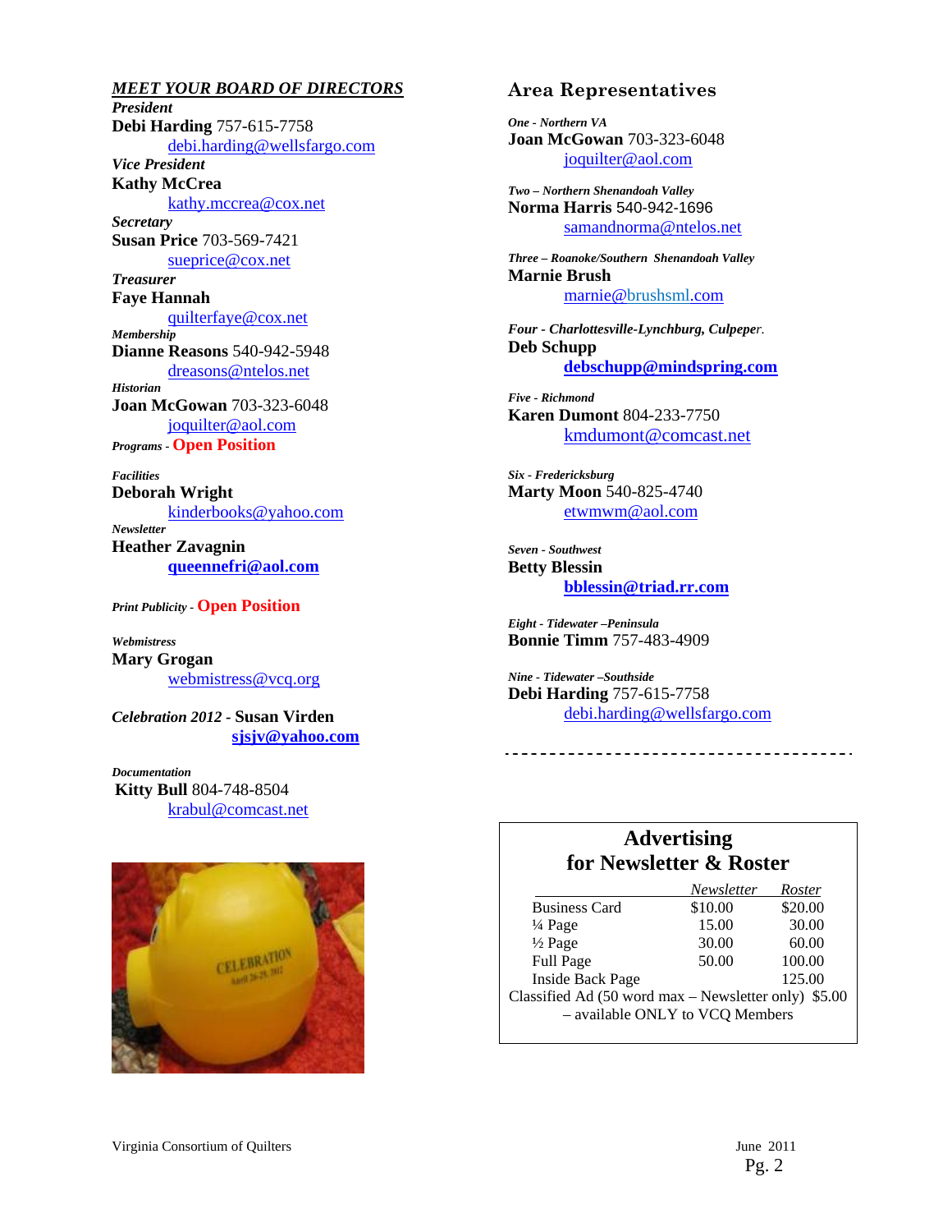## *MEET YOUR BOARD OF DIRECTORS*

***President***
**Debi Harding** 757-615-7758
debi.harding@wellsfargo.com

***Vice President***
**Kathy McCrea**
kathy.mccrea@cox.net

***Secretary***
**Susan Price** 703-569-7421
sueprice@cox.net

***Treasurer***
**Faye Hannah**
quilterfaye@cox.net

***Membership***
**Dianne Reasons** 540-942-5948
dreasons@ntelos.net

***Historian***
**Joan McGowan** 703-323-6048
joquilter@aol.com

***Programs*** - **Open Position**

***Facilities***
**Deborah Wright**
kinderbooks@yahoo.com

***Newsletter***
**Heather Zavagnin**
**queennefri@aol.com**

***Print Publicity*** - **Open Position**

***Webmistress***
**Mary Grogan**
webmistress@vcq.org

***Celebration 2012*** - **Susan Virden**
**sjsjv@yahoo.com**

***Documentation***
**Kitty Bull** 804-748-8504
krabul@comcast.net

## Area Representatives

***One - Northern VA***
**Joan McGowan** 703-323-6048
joquilter@aol.com

***Two – Northern Shenandoah Valley***
**Norma Harris** 540-942-1696
samandnorma@ntelos.net

***Three – Roanoke/Southern Shenandoah Valley***
**Marnie Brush**
marnie@brushsml.com

***Four - Charlottesville-Lynchburg, Culpeper.***
**Deb Schupp**
**debschupp@mindspring.com**

***Five - Richmond***
**Karen Dumont** 804-233-7750
kmdumont@comcast.net

***Six - Fredericksburg***
**Marty Moon** 540-825-4740
etwmwm@aol.com

***Seven - Southwest***
**Betty Blessin**
**bblessin@triad.rr.com**

***Eight - Tidewater –Peninsula***
**Bonnie Timm** 757-483-4909

***Nine - Tidewater –Southside***
**Debi Harding** 757-615-7758
debi.harding@wellsfargo.com

---

### Advertising for Newsletter & Roster

| | *Newsletter* | *Roster* |
|---|---|---|
| Business Card | $10.00 | $20.00 |
| ¼ Page | 15.00 | 30.00 |
| ½ Page | 30.00 | 60.00 |
| Full Page | 50.00 | 100.00 |
| Inside Back Page | | 125.00 |

Classified Ad (50 word max – Newsletter only) $5.00 – available ONLY to VCQ Members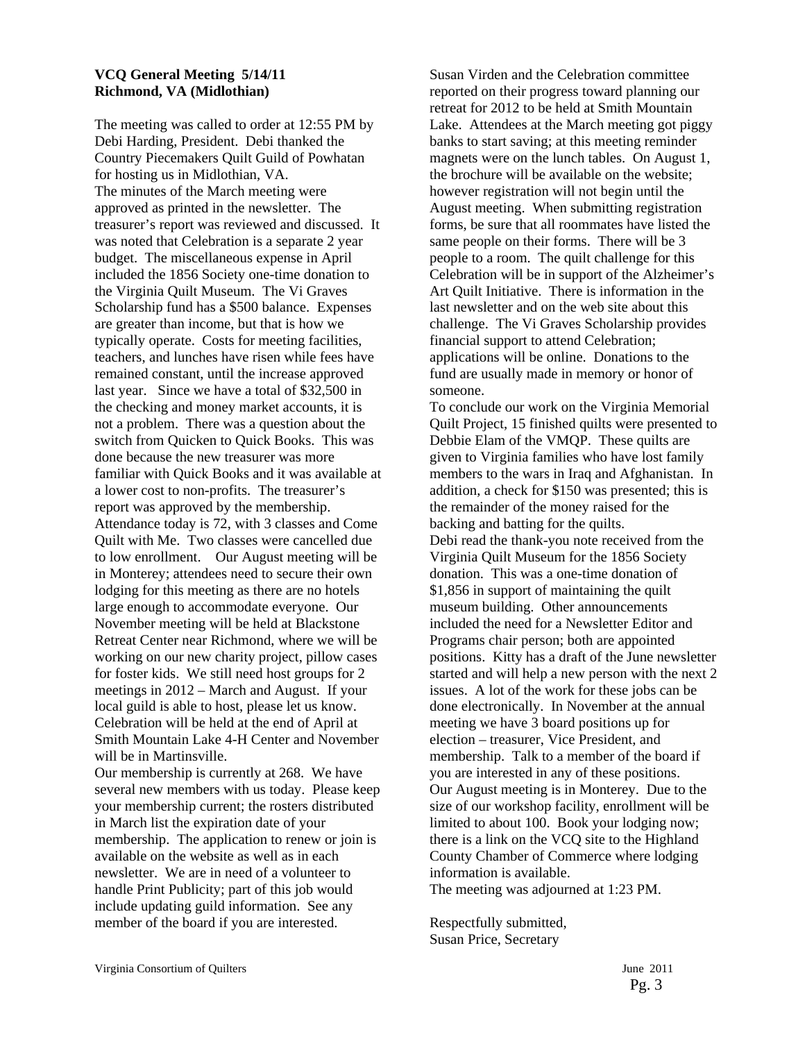**VCQ General Meeting 5/14/11**
**Richmond, VA (Midlothian)**

The meeting was called to order at 12:55 PM by Debi Harding, President. Debi thanked the Country Piecemakers Quilt Guild of Powhatan for hosting us in Midlothian, VA.

The minutes of the March meeting were approved as printed in the newsletter. The treasurer's report was reviewed and discussed. It was noted that Celebration is a separate 2 year budget. The miscellaneous expense in April included the 1856 Society one-time donation to the Virginia Quilt Museum. The Vi Graves Scholarship fund has a $500 balance. Expenses are greater than income, but that is how we typically operate. Costs for meeting facilities, teachers, and lunches have risen while fees have remained constant, until the increase approved last year. Since we have a total of $32,500 in the checking and money market accounts, it is not a problem. There was a question about the switch from Quicken to Quick Books. This was done because the new treasurer was more familiar with Quick Books and it was available at a lower cost to non-profits. The treasurer's report was approved by the membership.

Attendance today is 72, with 3 classes and Come Quilt with Me. Two classes were cancelled due to low enrollment. Our August meeting will be in Monterey; attendees need to secure their own lodging for this meeting as there are no hotels large enough to accommodate everyone. Our November meeting will be held at Blackstone Retreat Center near Richmond, where we will be working on our new charity project, pillow cases for foster kids. We still need host groups for 2 meetings in 2012 – March and August. If your local guild is able to host, please let us know. Celebration will be held at the end of April at Smith Mountain Lake 4-H Center and November will be in Martinsville.

Our membership is currently at 268. We have several new members with us today. Please keep your membership current; the rosters distributed in March list the expiration date of your membership. The application to renew or join is available on the website as well as in each newsletter. We are in need of a volunteer to handle Print Publicity; part of this job would include updating guild information. See any member of the board if you are interested.

Susan Virden and the Celebration committee reported on their progress toward planning our retreat for 2012 to be held at Smith Mountain Lake. Attendees at the March meeting got piggy banks to start saving; at this meeting reminder magnets were on the lunch tables. On August 1, the brochure will be available on the website; however registration will not begin until the August meeting. When submitting registration forms, be sure that all roommates have listed the same people on their forms. There will be 3 people to a room. The quilt challenge for this Celebration will be in support of the Alzheimer's Art Quilt Initiative. There is information in the last newsletter and on the web site about this challenge. The Vi Graves Scholarship provides financial support to attend Celebration; applications will be online. Donations to the fund are usually made in memory or honor of someone.

To conclude our work on the Virginia Memorial Quilt Project, 15 finished quilts were presented to Debbie Elam of the VMQP. These quilts are given to Virginia families who have lost family members to the wars in Iraq and Afghanistan. In addition, a check for $150 was presented; this is the remainder of the money raised for the backing and batting for the quilts.

Debi read the thank-you note received from the Virginia Quilt Museum for the 1856 Society donation. This was a one-time donation of $1,856 in support of maintaining the quilt museum building. Other announcements included the need for a Newsletter Editor and Programs chair person; both are appointed positions. Kitty has a draft of the June newsletter started and will help a new person with the next 2 issues. A lot of the work for these jobs can be done electronically. In November at the annual meeting we have 3 board positions up for election – treasurer, Vice President, and membership. Talk to a member of the board if you are interested in any of these positions.

Our August meeting is in Monterey. Due to the size of our workshop facility, enrollment will be limited to about 100. Book your lodging now; there is a link on the VCQ site to the Highland County Chamber of Commerce where lodging information is available.

The meeting was adjourned at 1:23 PM.

Respectfully submitted,
Susan Price, Secretary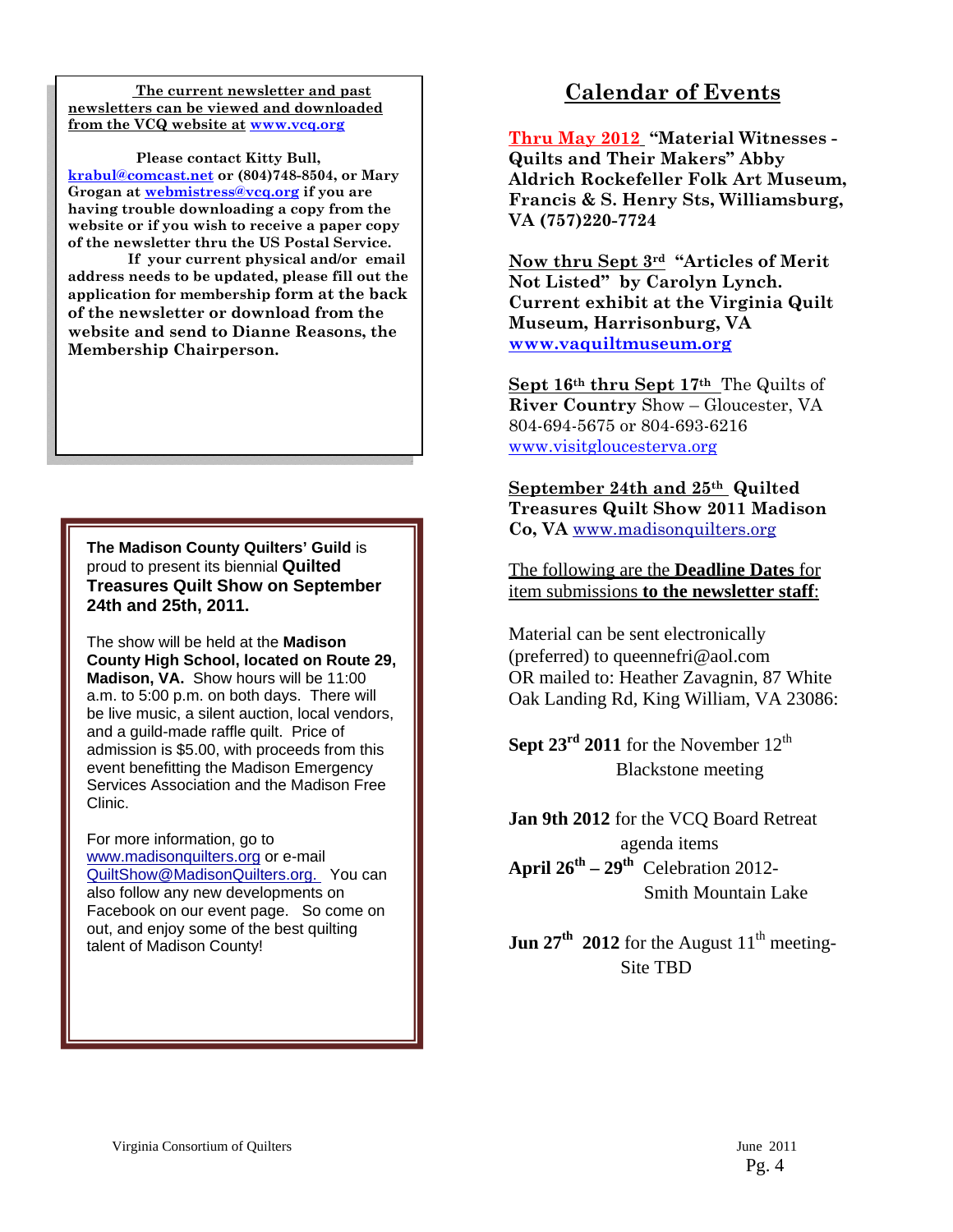**The current newsletter and past newsletters can be viewed and downloaded from the VCQ website at www.vcq.org**

**Please contact Kitty Bull, krabul@comcast.net or (804)748-8504, or Mary Grogan at webmistress@vcq.org if you are having trouble downloading a copy from the website or if you wish to receive a paper copy of the newsletter thru the US Postal Service.**

**If your current physical and/or email address needs to be updated, please fill out the application for membership form at the back of the newsletter or download from the website and send to Dianne Reasons, the Membership Chairperson.**

**The Madison County Quilters' Guild** is proud to present its biennial **Quilted Treasures Quilt Show on September 24th and 25th, 2011.**

The show will be held at the **Madison County High School, located on Route 29, Madison, VA.** Show hours will be 11:00 a.m. to 5:00 p.m. on both days. There will be live music, a silent auction, local vendors, and a guild-made raffle quilt. Price of admission is $5.00, with proceeds from this event benefitting the Madison Emergency Services Association and the Madison Free Clinic.

For more information, go to www.madisonquilters.org or e-mail QuiltShow@MadisonQuilters.org. You can also follow any new developments on Facebook on our event page. So come on out, and enjoy some of the best quilting talent of Madison County!

# Calendar of Events

**Thru May 2012** **"Material Witnesses - Quilts and Their Makers" Abby Aldrich Rockefeller Folk Art Museum, Francis & S. Henry Sts, Williamsburg, VA (757)220-7724**

**Now thru Sept 3rd** **"Articles of Merit Not Listed" by Carolyn Lynch. Current exhibit at the Virginia Quilt Museum, Harrisonburg, VA www.vaquiltmuseum.org**

**Sept 16th thru Sept 17th** The Quilts of **River Country** Show – Gloucester, VA 804-694-5675 or 804-693-6216 www.visitgloucesterva.org

**September 24th and 25th** **Quilted Treasures Quilt Show 2011 Madison Co, VA** www.madisonquilters.org

The following are the **Deadline Dates** for item submissions **to the newsletter staff**:

Material can be sent electronically (preferred) to queennefri@aol.com OR mailed to: Heather Zavagnin, 87 White Oak Landing Rd, King William, VA 23086:

**Sept 23rd 2011** for the November 12th Blackstone meeting

**Jan 9th 2012** for the VCQ Board Retreat agenda items

**April 26th – 29th** Celebration 2012- Smith Mountain Lake

**Jun 27th 2012** for the August 11th meeting- Site TBD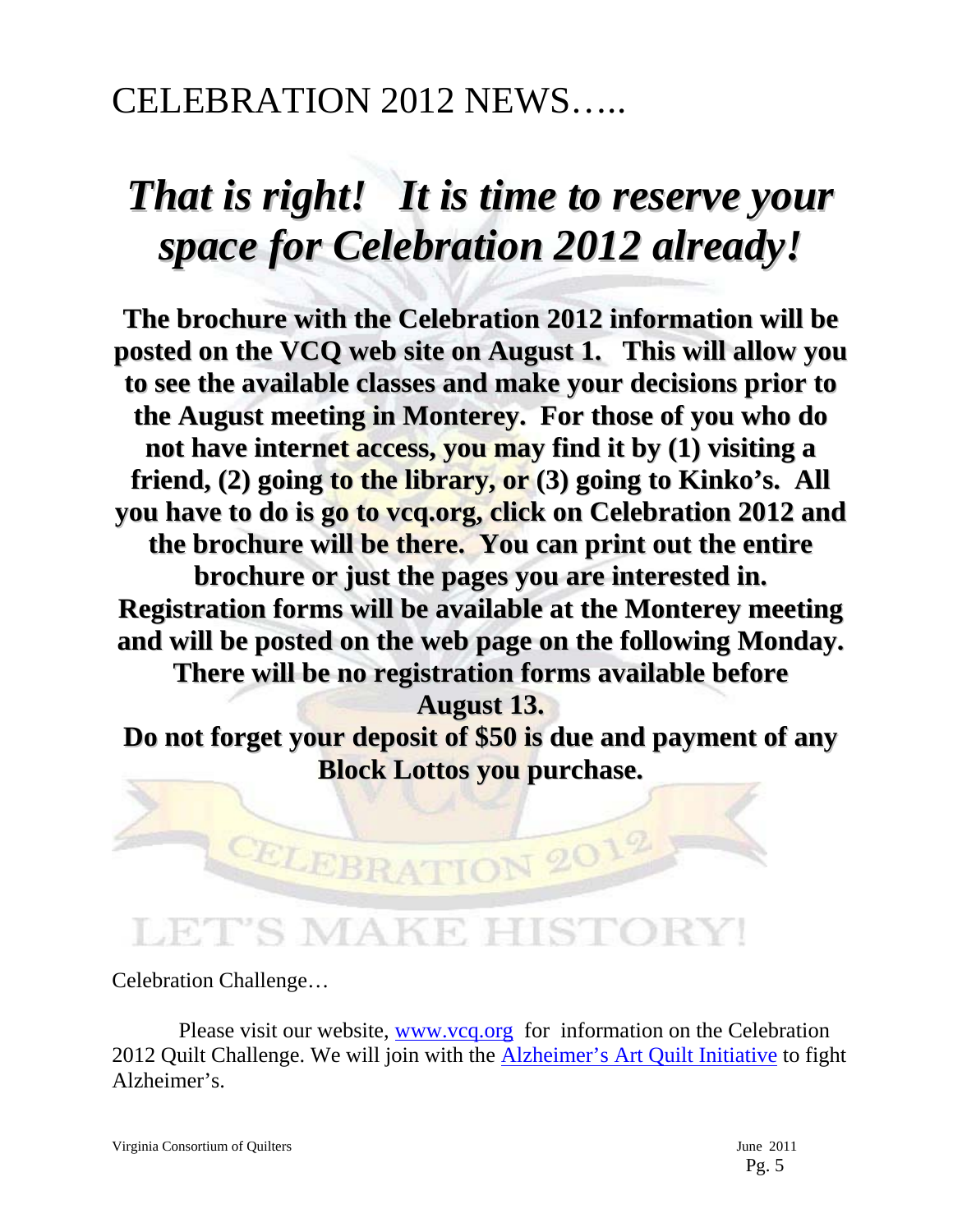# CELEBRATION 2012 NEWS…..

## *That is right!   It is time to reserve your space for Celebration 2012 already!*

**The brochure with the Celebration 2012 information will be posted on the VCQ web site on August 1.  This will allow you to see the available classes and make your decisions prior to the August meeting in Monterey.  For those of you who do not have internet access, you may find it by (1) visiting a friend, (2) going to the library, or (3) going to Kinko's.  All you have to do is go to vcq.org, click on Celebration 2012 and the brochure will be there.  You can print out the entire brochure or just the pages you are interested in. Registration forms will be available at the Monterey meeting and will be posted on the web page on the following Monday. There will be no registration forms available before August 13.**

**Do not forget your deposit of $50 is due and payment of any Block Lottos you purchase.**

CELEBRATION 2012

LET'S MAKE HISTORY!

Celebration Challenge…

Please visit our website, [www.vcq.org](www.vcq.org) for information on the Celebration 2012 Quilt Challenge. We will join with the Alzheimer's Art Quilt Initiative to fight Alzheimer's.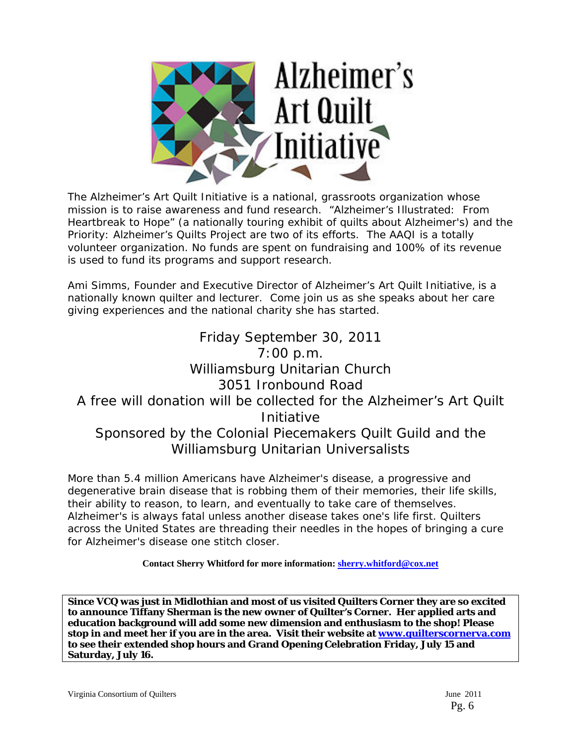# Alzheimer's Art Quilt Initiative

The Alzheimer's Art Quilt Initiative is a national, grassroots organization whose mission is to raise awareness and fund research. "Alzheimer's Illustrated: From Heartbreak to Hope" (a nationally touring exhibit of quilts about Alzheimer's) and the Priority: Alzheimer's Quilts Project are two of its efforts. The AAQI is a totally volunteer organization. No funds are spent on fundraising and 100% of its revenue is used to fund its programs and support research.

Ami Simms, Founder and Executive Director of Alzheimer's Art Quilt Initiative, is a nationally known quilter and lecturer. Come join us as she speaks about her care giving experiences and the national charity she has started.

Friday September 30, 2011
7:00 p.m.
Williamsburg Unitarian Church
3051 Ironbound Road
A free will donation will be collected for the Alzheimer's Art Quilt Initiative
Sponsored by the Colonial Piecemakers Quilt Guild and the Williamsburg Unitarian Universalists

More than 5.4 million Americans have Alzheimer's disease, a progressive and degenerative brain disease that is robbing them of their memories, their life skills, their ability to reason, to learn, and eventually to take care of themselves. Alzheimer's is always fatal unless another disease takes one's life first. Quilters across the United States are threading their needles in the hopes of bringing a cure for Alzheimer's disease one stitch closer.

**Contact Sherry Whitford for more information: sherry.whitford@cox.net**

**Since VCQ was just in Midlothian and most of us visited Quilters Corner they are so excited to announce Tiffany Sherman is the new owner of Quilter's Corner. Her applied arts and education background will add some new dimension and enthusiasm to the shop! Please stop in and meet her if you are in the area. Visit their website at www.quilterscornerva.com to see their extended shop hours and Grand Opening Celebration Friday, July 15 and Saturday, July 16.**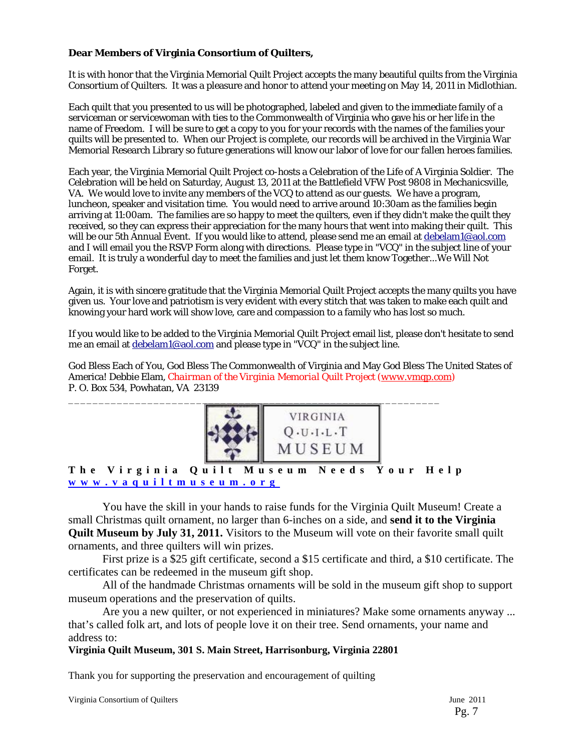**Dear Members of Virginia Consortium of Quilters,**

It is with honor that the Virginia Memorial Quilt Project accepts the many beautiful quilts from the Virginia Consortium of Quilters. It was a pleasure and honor to attend your meeting on May 14, 2011 in Midlothian.

Each quilt that you presented to us will be photographed, labeled and given to the immediate family of a serviceman or servicewoman with ties to the Commonwealth of Virginia who gave his or her life in the name of Freedom. I will be sure to get a copy to you for your records with the names of the families your quilts will be presented to. When our Project is complete, our records will be archived in the Virginia War Memorial Research Library so future generations will know our labor of love for our fallen heroes families.

Each year, the Virginia Memorial Quilt Project co-hosts a Celebration of the Life of A Virginia Soldier. The Celebration will be held on Saturday, August 13, 2011 at the Battlefield VFW Post 9808 in Mechanicsville, VA. We would love to invite any members of the VCQ to attend as our guests. We have a program, luncheon, speaker and visitation time. You would need to arrive around 10:30am as the families begin arriving at 11:00am. The families are so happy to meet the quilters, even if they didn't make the quilt they received, so they can express their appreciation for the many hours that went into making their quilt. This will be our 5th Annual Event. If you would like to attend, please send me an email at debelam1@aol.com and I will email you the RSVP Form along with directions. Please type in "VCQ" in the subject line of your email. It is truly a wonderful day to meet the families and just let them know Together...We Will Not Forget.

Again, it is with sincere gratitude that the Virginia Memorial Quilt Project accepts the many quilts you have given us. Your love and patriotism is very evident with every stitch that was taken to make each quilt and knowing your hard work will show love, care and compassion to a family who has lost so much.

If you would like to be added to the Virginia Memorial Quilt Project email list, please don't hesitate to send me an email at debelam1@aol.com and please type in "VCQ" in the subject line.

God Bless Each of You, God Bless The Commonwealth of Virginia and May God Bless The United States of America! Debbie Elam, *Chairman of the Virginia Memorial Quilt Project (www.vmqp.com)*
P. O. Box 534, Powhatan, VA 23139

---

VIRGINIA Q·U·I·L·T MUSEUM

**The Virginia Quilt Museum Needs Your Help**
**www.vaquiltmuseum.org**

You have the skill in your hands to raise funds for the Virginia Quilt Museum! Create a small Christmas quilt ornament, no larger than 6-inches on a side, and **send it to the Virginia Quilt Museum by July 31, 2011.** Visitors to the Museum will vote on their favorite small quilt ornaments, and three quilters will win prizes.

First prize is a $25 gift certificate, second a $15 certificate and third, a $10 certificate. The certificates can be redeemed in the museum gift shop.

All of the handmade Christmas ornaments will be sold in the museum gift shop to support museum operations and the preservation of quilts.

Are you a new quilter, or not experienced in miniatures? Make some ornaments anyway ... that's called folk art, and lots of people love it on their tree. Send ornaments, your name and address to:

**Virginia Quilt Museum, 301 S. Main Street, Harrisonburg, Virginia 22801**

Thank you for supporting the preservation and encouragement of quilting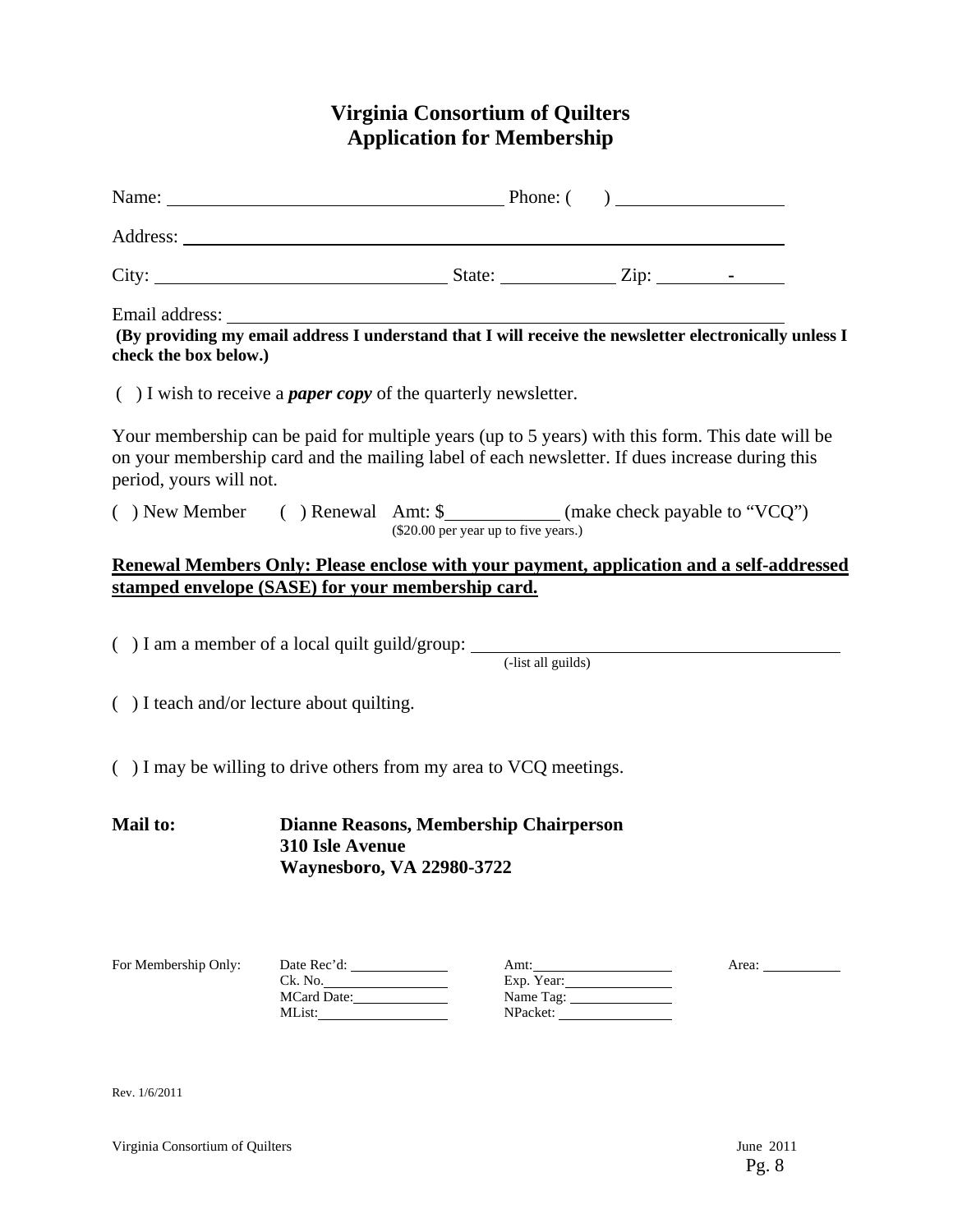# Virginia Consortium of Quilters
## Application for Membership

Name: ____________________________________ Phone: (    ) __________________

Address: ______________________________________________________________

City: ________________________________ State: _____________ Zip: ________-______

Email address: _________________________________________________________

**(By providing my email address I understand that I will receive the newsletter electronically unless I check the box below.)**

(  ) I wish to receive a ***paper copy*** of the quarterly newsletter.

Your membership can be paid for multiple years (up to 5 years) with this form. This date will be on your membership card and the mailing label of each newsletter. If dues increase during this period, yours will not.

(  ) New Member    (  ) Renewal   Amt: $____________ (make check payable to "VCQ")
($20.00 per year up to five years.)

<u>**Renewal Members Only: Please enclose with your payment, application and a self-addressed stamped envelope (SASE) for your membership card.**</u>

(  ) I am a member of a local quilt guild/group: ________________________________________
(-list all guilds)

(  ) I teach and/or lecture about quilting.

(  ) I may be willing to drive others from my area to VCQ meetings.

**Mail to:**

**Dianne Reasons, Membership Chairperson**
**310 Isle Avenue**
**Waynesboro, VA 22980-3722**

| For Membership Only: | Date Rec'd: ____________ | Amt: ____________ | Area: ____________ |
|---|---|---|---|
| | Ck. No. ____________ | Exp. Year: ____________ | |
| | MCard Date: ____________ | Name Tag: ____________ | |
| | MList: ____________ | NPacket: ____________ | |

Rev. 1/6/2011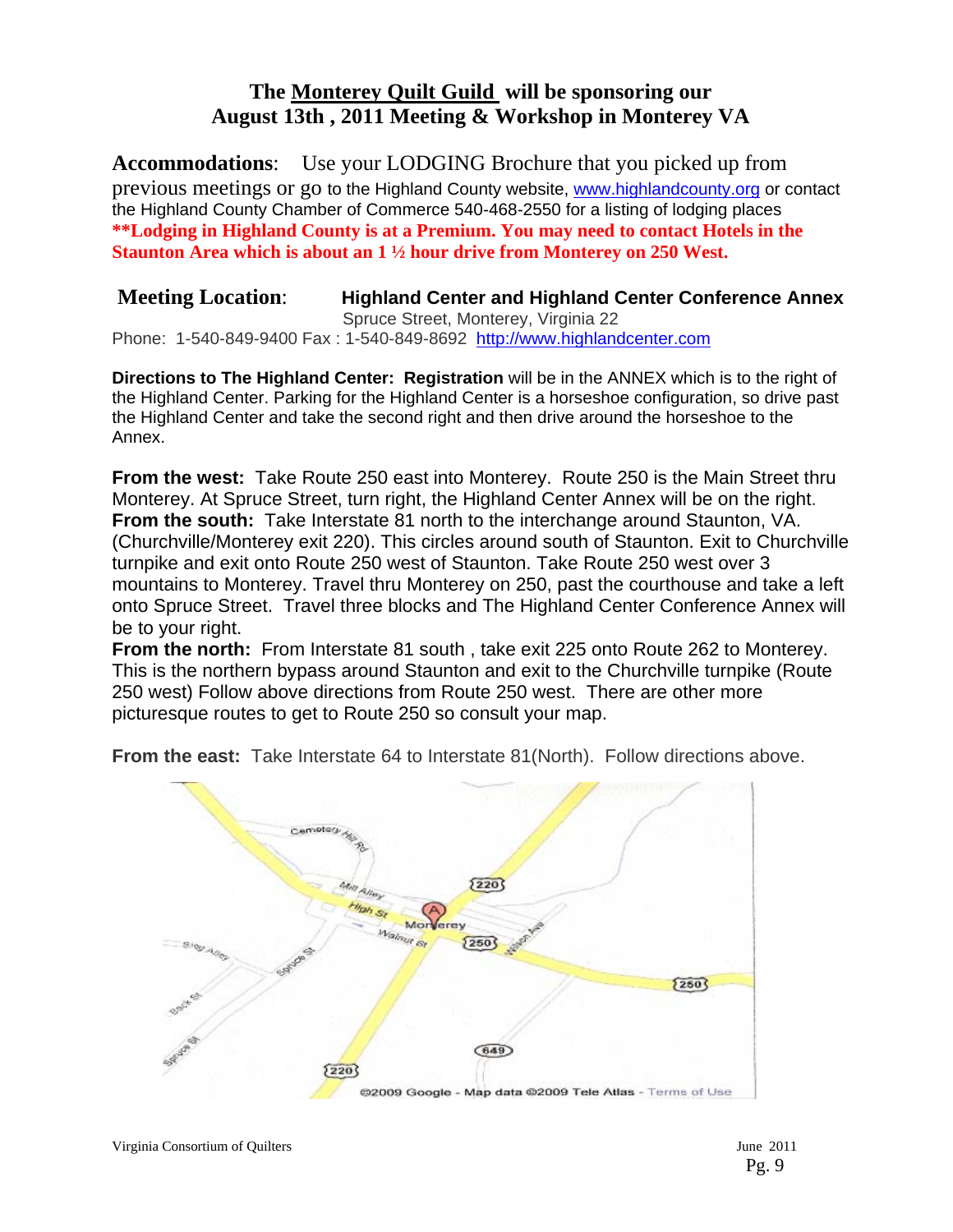## The Monterey Quilt Guild will be sponsoring our August 13th , 2011 Meeting & Workshop in Monterey VA

**Accommodations**: Use your LODGING Brochure that you picked up from previous meetings or go to the Highland County website, www.highlandcounty.org or contact the Highland County Chamber of Commerce 540-468-2550 for a listing of lodging places **Lodging in Highland County is at a Premium. You may need to contact Hotels in the Staunton Area which is about an 1 ½ hour drive from Monterey on 250 West.**

**Meeting Location**: **Highland Center and Highland Center Conference Annex**
Spruce Street, Monterey, Virginia 22
Phone: 1-540-849-9400 Fax : 1-540-849-8692 http://www.highlandcenter.com

**Directions to The Highland Center: Registration** will be in the ANNEX which is to the right of the Highland Center. Parking for the Highland Center is a horseshoe configuration, so drive past the Highland Center and take the second right and then drive around the horseshoe to the Annex.

**From the west:** Take Route 250 east into Monterey. Route 250 is the Main Street thru Monterey. At Spruce Street, turn right, the Highland Center Annex will be on the right.
**From the south:** Take Interstate 81 north to the interchange around Staunton, VA. (Churchville/Monterey exit 220). This circles around south of Staunton. Exit to Churchville turnpike and exit onto Route 250 west of Staunton. Take Route 250 west over 3 mountains to Monterey. Travel thru Monterey on 250, past the courthouse and take a left onto Spruce Street. Travel three blocks and The Highland Center Conference Annex will be to your right.
**From the north:** From Interstate 81 south , take exit 225 onto Route 262 to Monterey. This is the northern bypass around Staunton and exit to the Churchville turnpike (Route 250 west) Follow above directions from Route 250 west. There are other more picturesque routes to get to Route 250 so consult your map.

**From the east:** Take Interstate 64 to Interstate 81(North). Follow directions above.

©2009 Google - Map data ©2009 Tele Atlas - Terms of Use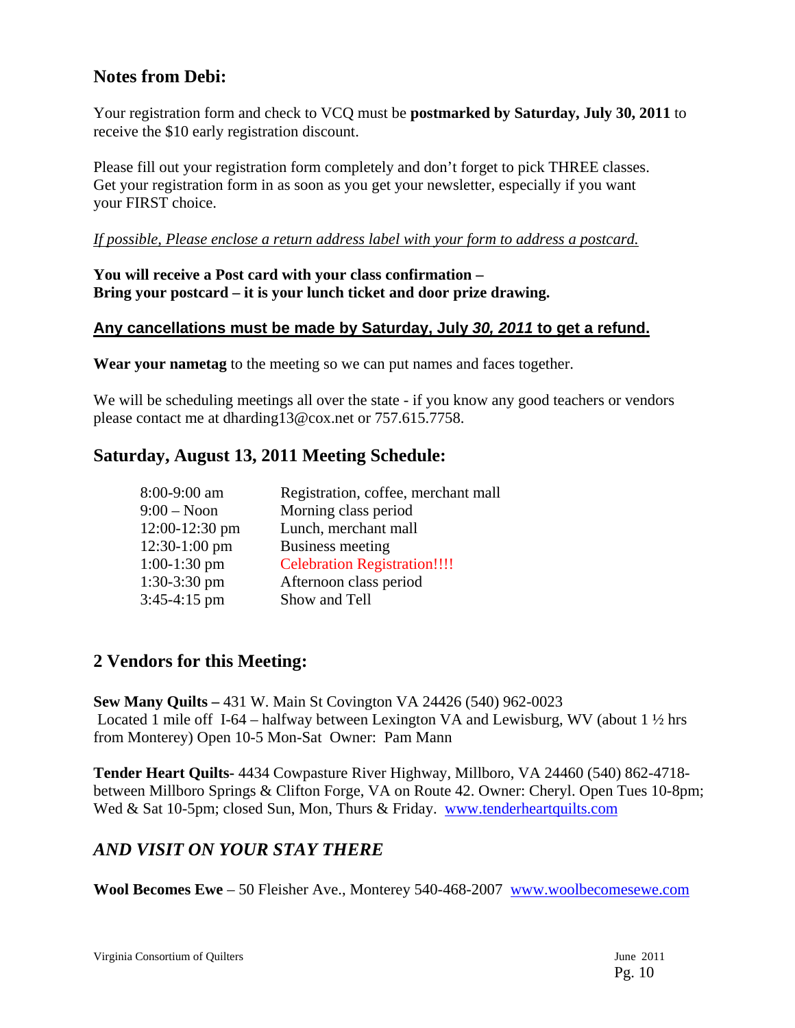## Notes from Debi:

Your registration form and check to VCQ must be **postmarked by Saturday, July 30, 2011** to receive the $10 early registration discount.

Please fill out your registration form completely and don't forget to pick THREE classes. Get your registration form in as soon as you get your newsletter, especially if you want your FIRST choice.

*If possible, Please enclose a return address label with your form to address a postcard.*

**You will receive a Post card with your class confirmation –**
**Bring your postcard – it is your lunch ticket and door prize drawing.**

**Any cancellations must be made by Saturday, July *30, 2011* to get a refund.**

**Wear your nametag** to the meeting so we can put names and faces together.

We will be scheduling meetings all over the state - if you know any good teachers or vendors please contact me at dharding13@cox.net or 757.615.7758.

## Saturday, August 13, 2011 Meeting Schedule:

| | |
|---|---|
| 8:00-9:00 am | Registration, coffee, merchant mall |
| 9:00 – Noon | Morning class period |
| 12:00-12:30 pm | Lunch, merchant mall |
| 12:30-1:00 pm | Business meeting |
| 1:00-1:30 pm | Celebration Registration!!!! |
| 1:30-3:30 pm | Afternoon class period |
| 3:45-4:15 pm | Show and Tell |

## 2 Vendors for this Meeting:

**Sew Many Quilts –** 431 W. Main St Covington VA 24426 (540) 962-0023
Located 1 mile off I-64 – halfway between Lexington VA and Lewisburg, WV (about 1 ½ hrs from Monterey) Open 10-5 Mon-Sat Owner: Pam Mann

**Tender Heart Quilts-** 4434 Cowpasture River Highway, Millboro, VA 24460 (540) 862-4718- between Millboro Springs & Clifton Forge, VA on Route 42. Owner: Cheryl. Open Tues 10-8pm; Wed & Sat 10-5pm; closed Sun, Mon, Thurs & Friday. www.tenderheartquilts.com

## *AND VISIT ON YOUR STAY THERE*

**Wool Becomes Ewe** – 50 Fleisher Ave., Monterey 540-468-2007 www.woolbecomesewe.com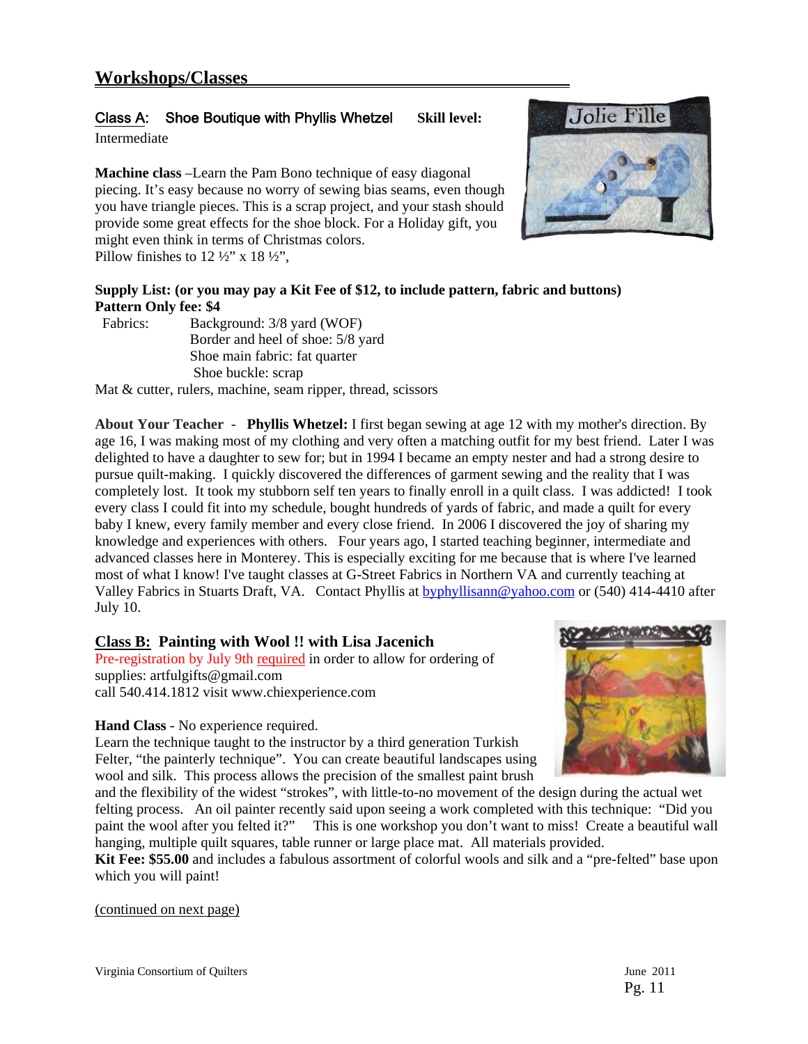## Workshops/Classes

**Class A: Shoe Boutique with Phyllis Whetzel** **Skill level:** Intermediate

**Machine class** –Learn the Pam Bono technique of easy diagonal piecing. It's easy because no worry of sewing bias seams, even though you have triangle pieces. This is a scrap project, and your stash should provide some great effects for the shoe block. For a Holiday gift, you might even think in terms of Christmas colors.
Pillow finishes to 12 ½" x 18 ½",

**Supply List: (or you may pay a Kit Fee of $12, to include pattern, fabric and buttons)**
**Pattern Only fee: $4**

Fabrics:
- Background: 3/8 yard (WOF)
- Border and heel of shoe: 5/8 yard
- Shoe main fabric: fat quarter
- Shoe buckle: scrap

Mat & cutter, rulers, machine, seam ripper, thread, scissors

**About Your Teacher** - **Phyllis Whetzel:** I first began sewing at age 12 with my mother's direction. By age 16, I was making most of my clothing and very often a matching outfit for my best friend. Later I was delighted to have a daughter to sew for; but in 1994 I became an empty nester and had a strong desire to pursue quilt-making. I quickly discovered the differences of garment sewing and the reality that I was completely lost. It took my stubborn self ten years to finally enroll in a quilt class. I was addicted! I took every class I could fit into my schedule, bought hundreds of yards of fabric, and made a quilt for every baby I knew, every family member and every close friend. In 2006 I discovered the joy of sharing my knowledge and experiences with others. Four years ago, I started teaching beginner, intermediate and advanced classes here in Monterey. This is especially exciting for me because that is where I've learned most of what I know! I've taught classes at G-Street Fabrics in Northern VA and currently teaching at Valley Fabrics in Stuarts Draft, VA. Contact Phyllis at byphyllisann@yahoo.com or (540) 414-4410 after July 10.

**Class B: Painting with Wool !! with Lisa Jacenich**

Pre-registration by July 9th required in order to allow for ordering of supplies: artfulgifts@gmail.com
call 540.414.1812 visit www.chiexperience.com

**Hand Class** - No experience required.
Learn the technique taught to the instructor by a third generation Turkish Felter, "the painterly technique". You can create beautiful landscapes using wool and silk. This process allows the precision of the smallest paint brush and the flexibility of the widest "strokes", with little-to-no movement of the design during the actual wet felting process. An oil painter recently said upon seeing a work completed with this technique: "Did you paint the wool after you felted it?" This is one workshop you don't want to miss! Create a beautiful wall hanging, multiple quilt squares, table runner or large place mat. All materials provided.
**Kit Fee: $55.00** and includes a fabulous assortment of colorful wools and silk and a "pre-felted" base upon which you will paint!

(continued on next page)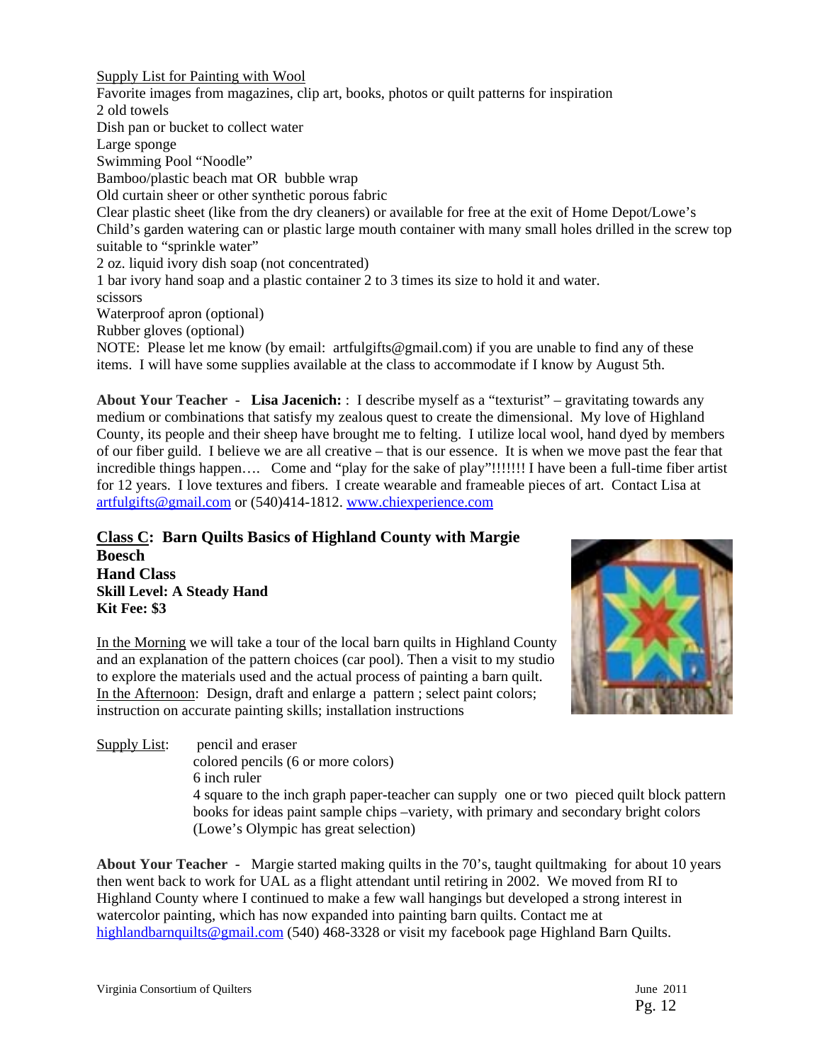Supply List for Painting with Wool

Favorite images from magazines, clip art, books, photos or quilt patterns for inspiration
2 old towels
Dish pan or bucket to collect water
Large sponge
Swimming Pool "Noodle"
Bamboo/plastic beach mat OR bubble wrap
Old curtain sheer or other synthetic porous fabric
Clear plastic sheet (like from the dry cleaners) or available for free at the exit of Home Depot/Lowe's
Child's garden watering can or plastic large mouth container with many small holes drilled in the screw top suitable to "sprinkle water"
2 oz. liquid ivory dish soap (not concentrated)
1 bar ivory hand soap and a plastic container 2 to 3 times its size to hold it and water.
scissors
Waterproof apron (optional)
Rubber gloves (optional)
NOTE: Please let me know (by email: artfulgifts@gmail.com) if you are unable to find any of these items. I will have some supplies available at the class to accommodate if I know by August 5th.

**About Your Teacher - Lisa Jacenich:** : I describe myself as a "texturist" – gravitating towards any medium or combinations that satisfy my zealous quest to create the dimensional. My love of Highland County, its people and their sheep have brought me to felting. I utilize local wool, hand dyed by members of our fiber guild. I believe we are all creative – that is our essence. It is when we move past the fear that incredible things happen…. Come and "play for the sake of play"!!!!!!! I have been a full-time fiber artist for 12 years. I love textures and fibers. I create wearable and frameable pieces of art. Contact Lisa at artfulgifts@gmail.com or (540)414-1812. www.chiexperience.com

**Class C: Barn Quilts Basics of Highland County with Margie Boesch**
**Hand Class**
**Skill Level: A Steady Hand**
**Kit Fee: $3**

In the Morning we will take a tour of the local barn quilts in Highland County and an explanation of the pattern choices (car pool). Then a visit to my studio to explore the materials used and the actual process of painting a barn quilt.
In the Afternoon: Design, draft and enlarge a pattern ; select paint colors; instruction on accurate painting skills; installation instructions

Supply List:
pencil and eraser
colored pencils (6 or more colors)
6 inch ruler
4 square to the inch graph paper-teacher can supply one or two pieced quilt block pattern books for ideas paint sample chips –variety, with primary and secondary bright colors (Lowe's Olympic has great selection)

**About Your Teacher** - Margie started making quilts in the 70's, taught quiltmaking for about 10 years then went back to work for UAL as a flight attendant until retiring in 2002. We moved from RI to Highland County where I continued to make a few wall hangings but developed a strong interest in watercolor painting, which has now expanded into painting barn quilts. Contact me at highlandbarnquilts@gmail.com (540) 468-3328 or visit my facebook page Highland Barn Quilts.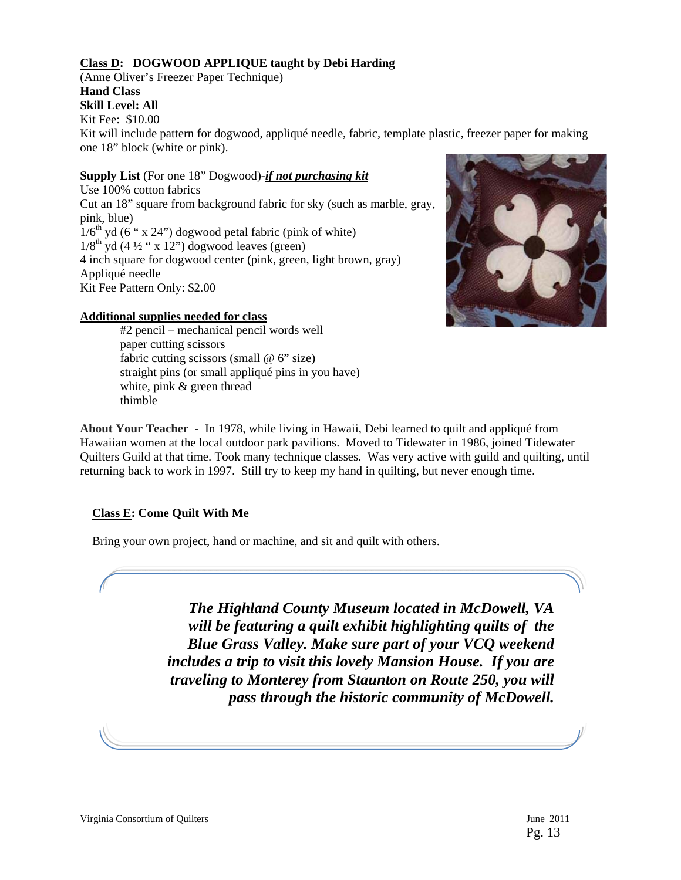**Class D: DOGWOOD APPLIQUE taught by Debi Harding**
(Anne Oliver's Freezer Paper Technique)
**Hand Class**
**Skill Level: All**
Kit Fee: $10.00
Kit will include pattern for dogwood, appliqué needle, fabric, template plastic, freezer paper for making one 18" block (white or pink).

**Supply List** (For one 18" Dogwood)-***if not purchasing kit***
Use 100% cotton fabrics
Cut an 18" square from background fabric for sky (such as marble, gray, pink, blue)
1/6th yd (6 " x 24") dogwood petal fabric (pink of white)
1/8th yd (4 ½ " x 12") dogwood leaves (green)
4 inch square for dogwood center (pink, green, light brown, gray)
Appliqué needle
Kit Fee Pattern Only: $2.00

**Additional supplies needed for class**

- #2 pencil – mechanical pencil words well
- paper cutting scissors
- fabric cutting scissors (small @ 6" size)
- straight pins (or small appliqué pins in you have)
- white, pink & green thread
- thimble

**About Your Teacher** - In 1978, while living in Hawaii, Debi learned to quilt and appliqué from Hawaiian women at the local outdoor park pavilions. Moved to Tidewater in 1986, joined Tidewater Quilters Guild at that time. Took many technique classes. Was very active with guild and quilting, until returning back to work in 1997. Still try to keep my hand in quilting, but never enough time.

**Class E: Come Quilt With Me**

Bring your own project, hand or machine, and sit and quilt with others.

***The Highland County Museum located in McDowell, VA will be featuring a quilt exhibit highlighting quilts of the Blue Grass Valley. Make sure part of your VCQ weekend includes a trip to visit this lovely Mansion House. If you are traveling to Monterey from Staunton on Route 250, you will pass through the historic community of McDowell.***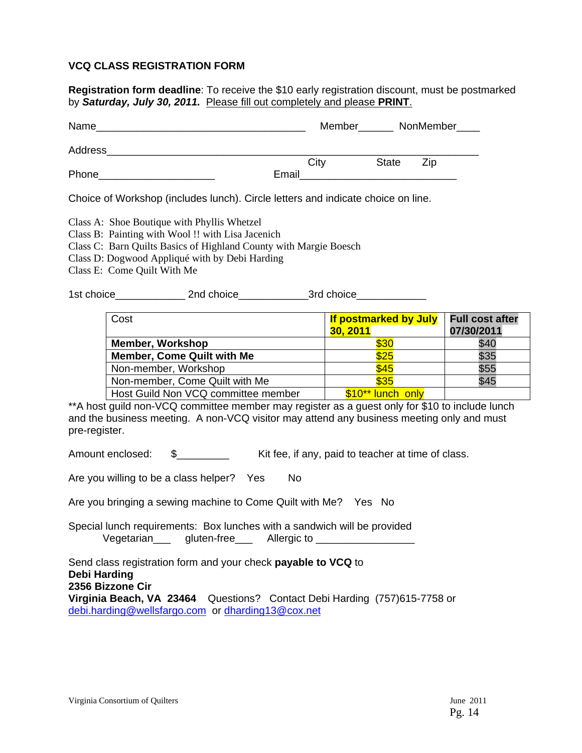**VCQ CLASS REGISTRATION FORM**

**Registration form deadline**: To receive the $10 early registration discount, must be postmarked by ***Saturday, July 30, 2011.*** Please fill out completely and please **PRINT**.

Name___________________________________ Member______ NonMember____

Address______________________________________________________________
City State Zip

Phone___________________ Email___________________________

Choice of Workshop (includes lunch). Circle letters and indicate choice on line.

Class A: Shoe Boutique with Phyllis Whetzel
Class B: Painting with Wool !! with Lisa Jacenich
Class C: Barn Quilts Basics of Highland County with Margie Boesch
Class D: Dogwood Appliqué with by Debi Harding
Class E: Come Quilt With Me

1st choice____________ 2nd choice____________3rd choice____________

| Cost | **If postmarked by July 30, 2011** | **Full cost after 07/30/2011** |
|---|---|---|
| **Member, Workshop** | $30 | $40 |
| **Member, Come Quilt with Me** | $25 | $35 |
| Non-member, Workshop | $45 | $55 |
| Non-member, Come Quilt with Me | $35 | $45 |
| Host Guild Non VCQ committee member | $10** lunch only | |

**A host guild non-VCQ committee member may register as a guest only for $10 to include lunch and the business meeting. A non-VCQ visitor may attend any business meeting only and must pre-register.

Amount enclosed: $_________ Kit fee, if any, paid to teacher at time of class.

Are you willing to be a class helper? Yes No

Are you bringing a sewing machine to Come Quilt with Me? Yes No

Special lunch requirements: Box lunches with a sandwich will be provided
Vegetarian___ gluten-free___ Allergic to ________________

Send class registration form and your check **payable to VCQ** to
**Debi Harding**
**2356 Bizzone Cir**
**Virginia Beach, VA 23464** Questions? Contact Debi Harding (757)615-7758 or debi.harding@wellsfargo.com or dharding13@cox.net

Virginia Consortium of Quilters June 2011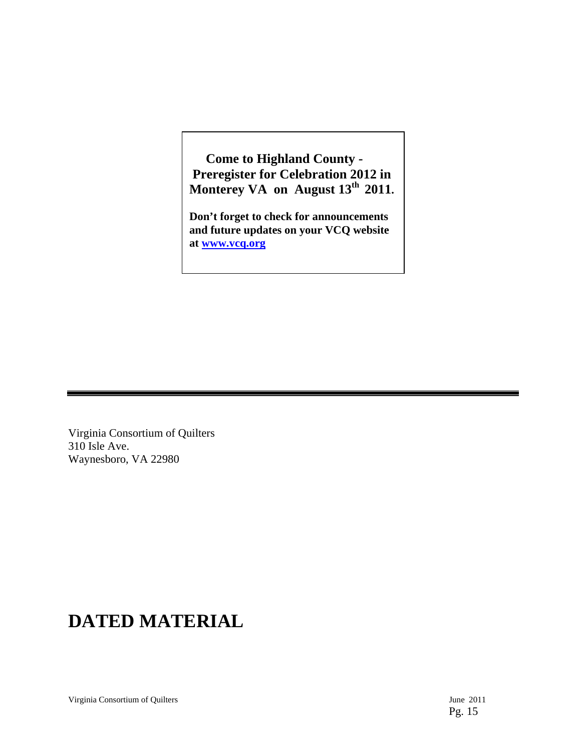**Come to Highland County - Preregister for Celebration 2012 in Monterey VA on August 13th 2011.**

**Don't forget to check for announcements and future updates on your VCQ website at [www.vcq.org](http://www.vcq.org)**

---

Virginia Consortium of Quilters
310 Isle Ave.
Waynesboro, VA 22980

# DATED MATERIAL